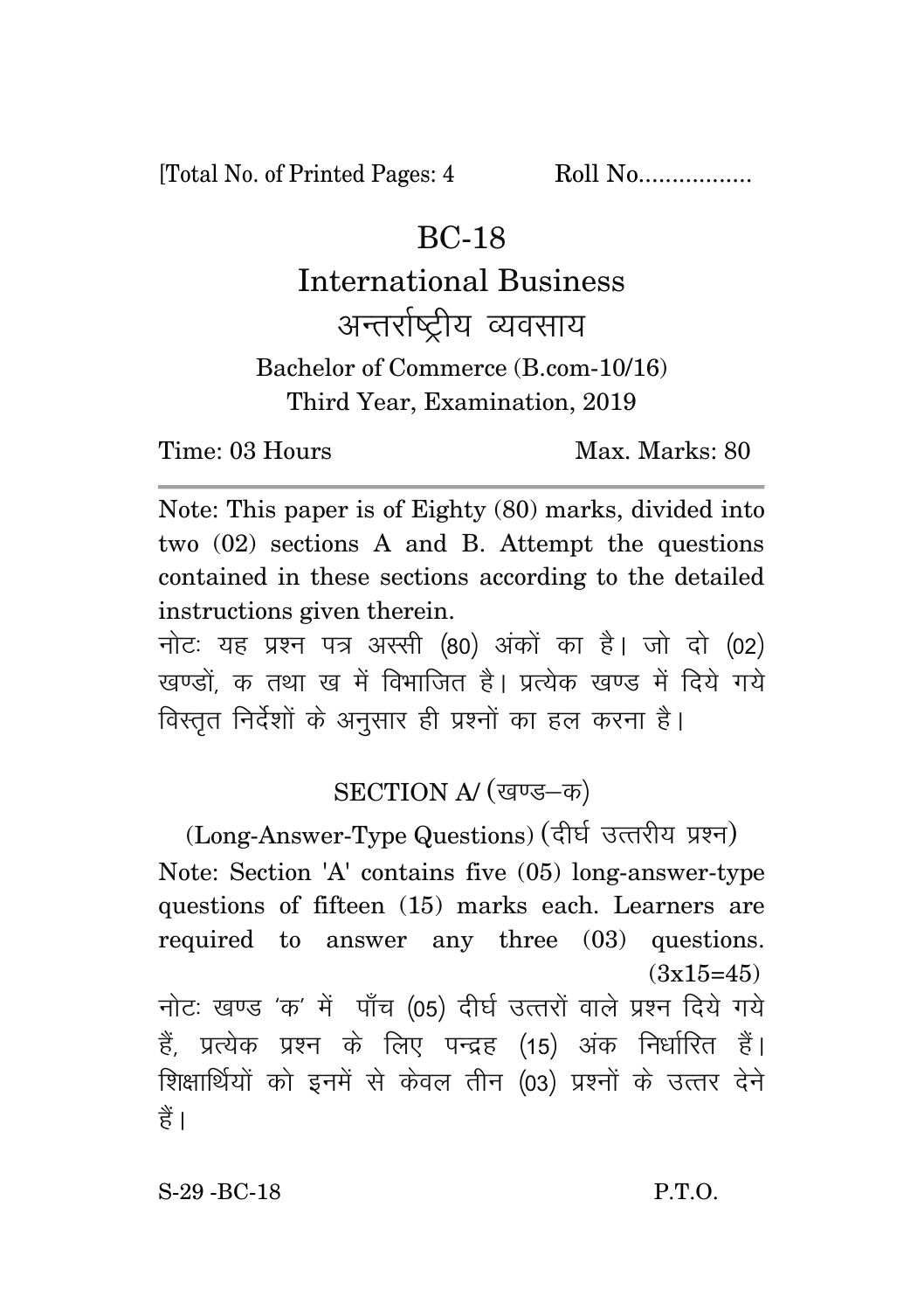[Total No. of Printed Pages: 4 Roll No.................

# BC-18

## International Business

## अन्तर्राष्ट्रीय व्यवसाय

Bachelor of Commerce (B.com-10/16)
Third Year, Examination, 2019

Time: 03 Hours Max. Marks: 80

---

Note: This paper is of Eighty (80) marks, divided into two (02) sections A and B. Attempt the questions contained in these sections according to the detailed instructions given therein.

नोटः यह प्रश्न पत्र अस्सी (80) अंकों का है। जो दो (02) खण्डों, क तथा ख में विभाजित है। प्रत्येक खण्ड में दिये गये विस्तृत निर्देशों के अनुसार ही प्रश्नों का हल करना है।

### SECTION A/ (खण्ड–क)

(Long-Answer-Type Questions) (दीर्घ उत्तरीय प्रश्न)

Note: Section 'A' contains five (05) long-answer-type questions of fifteen (15) marks each. Learners are required to answer any three (03) questions. (3x15=45)

नोटः खण्ड 'क' में पाँच (05) दीर्घ उत्तरों वाले प्रश्न दिये गये हैं, प्रत्येक प्रश्न के लिए पन्द्रह (15) अंक निर्धारित हैं। शिक्षार्थियों को इनमें से केवल तीन (03) प्रश्नों के उत्तर देने हैं।

S-29 -BC-18 P.T.O.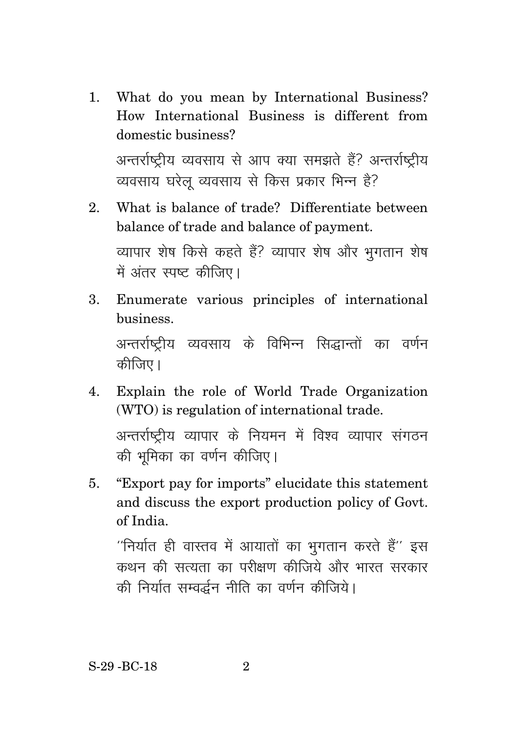1. What do you mean by International Business? How International Business is different from domestic business?

   अन्तर्राष्ट्रीय व्यवसाय से आप क्या समझते हैं? अन्तर्राष्ट्रीय व्यवसाय घरेलू व्यवसाय से किस प्रकार भिन्न है?

2. What is balance of trade? Differentiate between balance of trade and balance of payment.

   व्यापार शेष किसे कहते हैं? व्यापार शेष और भुगतान शेष में अंतर स्पष्ट कीजिए।

3. Enumerate various principles of international business.

   अन्तर्राष्ट्रीय व्यवसाय के विभिन्न सिद्धान्तों का वर्णन कीजिए।

4. Explain the role of World Trade Organization (WTO) is regulation of international trade.

   अन्तर्राष्ट्रीय व्यापार के नियमन में विश्व व्यापार संगठन की भूमिका का वर्णन कीजिए।

5. "Export pay for imports" elucidate this statement and discuss the export production policy of Govt. of India.

   ''निर्यात ही वास्तव में आयातों का भुगतान करते हैं'' इस कथन की सत्यता का परीक्षण कीजिये और भारत सरकार की निर्यात सम्वर्द्धन नीति का वर्णन कीजिये।

S-29 -BC-18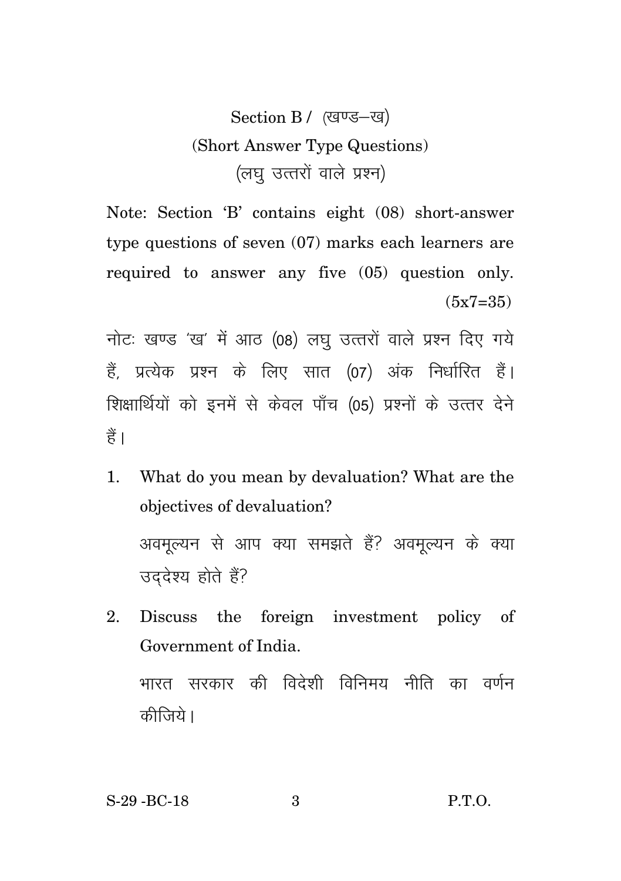## Section B / (खण्ड–ख)

### (Short Answer Type Questions)

### (लघु उत्तरों वाले प्रश्न)

Note: Section 'B' contains eight (08) short-answer type questions of seven (07) marks each learners are required to answer any five (05) question only. (5x7=35)

नोटः खण्ड 'ख' में आठ (08) लघु उत्तरों वाले प्रश्न दिए गये हैं, प्रत्येक प्रश्न के लिए सात (07) अंक निर्धारित हैं। शिक्षार्थियों को इनमें से केवल पाँच (05) प्रश्नों के उत्तर देने हैं।

1. What do you mean by devaluation? What are the objectives of devaluation?

   अवमूल्यन से आप क्या समझते हैं? अवमूल्यन के क्या उद्देश्य होते हैं?

2. Discuss the foreign investment policy of Government of India.

   भारत सरकार की विदेशी विनिमय नीति का वर्णन कीजिये।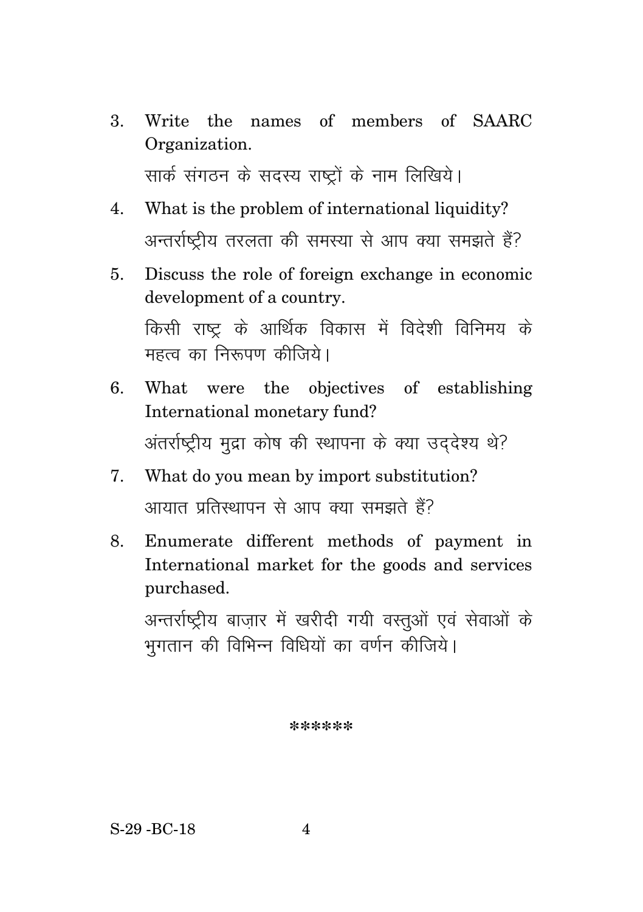3. Write the names of members of SAARC Organization.

   सार्क संगठन के सदस्य राष्ट्रों के नाम लिखिये।

4. What is the problem of international liquidity?

   अन्तर्राष्ट्रीय तरलता की समस्या से आप क्या समझते हैं?

5. Discuss the role of foreign exchange in economic development of a country.

   किसी राष्ट्र के आर्थिक विकास में विदेशी विनिमय के महत्व का निरूपण कीजिये।

6. What were the objectives of establishing International monetary fund?

   अंतर्राष्ट्रीय मुद्रा कोष की स्थापना के क्या उद्देश्य थे?

7. What do you mean by import substitution?

   आयात प्रतिस्थापन से आप क्या समझते हैं?

8. Enumerate different methods of payment in International market for the goods and services purchased.

   अन्तर्राष्ट्रीय बाज़ार में खरीदी गयी वस्तुओं एवं सेवाओं के भुगतान की विभिन्न विधियों का वर्णन कीजिये।

******

S-29 -BC-18